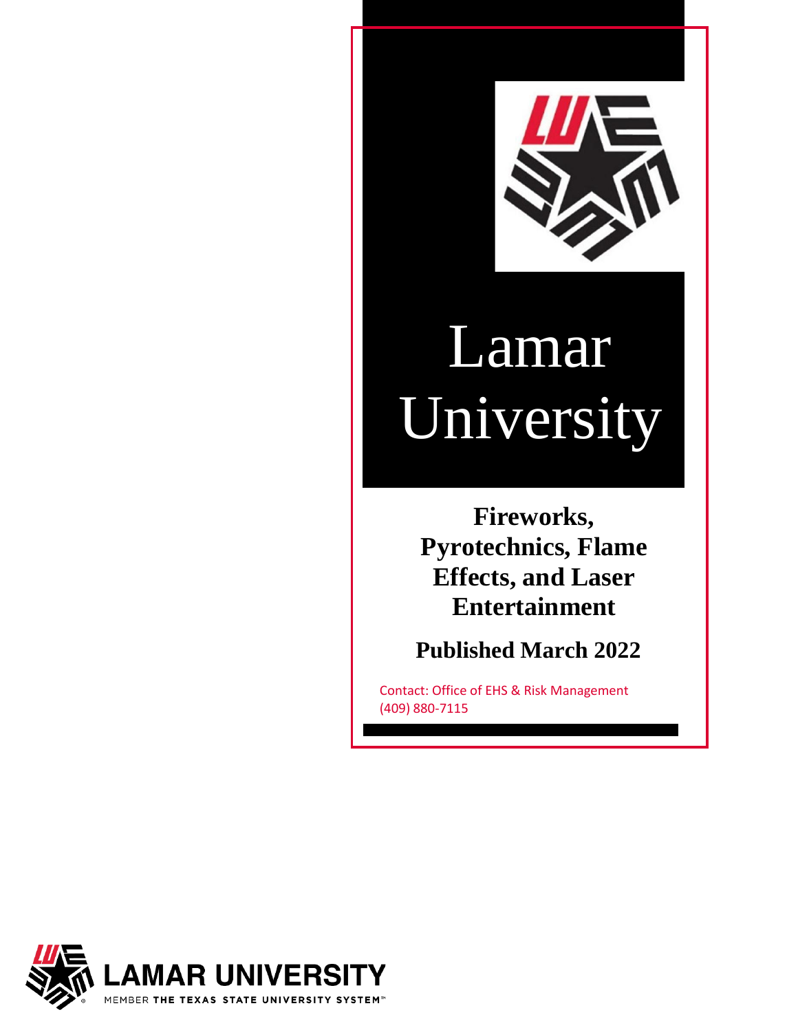# Lamar University

## Fireworks, Pyrotechnics, Flame Effects, and Laser Entertainment

**Published March 2022**

Contact: Office of EHS & Risk Management
(409) 880-7115

LAMAR UNIVERSITY
MEMBER THE TEXAS STATE UNIVERSITY SYSTEM™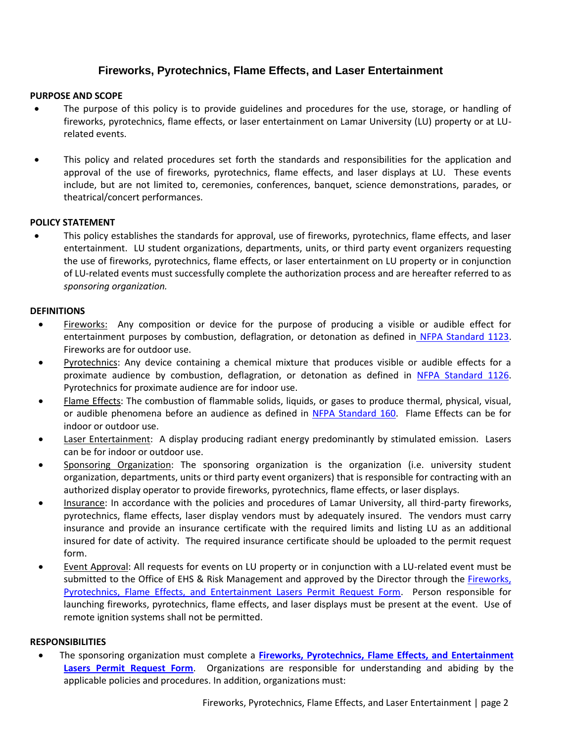# Fireworks, Pyrotechnics, Flame Effects, and Laser Entertainment

**PURPOSE AND SCOPE**

- The purpose of this policy is to provide guidelines and procedures for the use, storage, or handling of fireworks, pyrotechnics, flame effects, or laser entertainment on Lamar University (LU) property or at LU-related events.

- This policy and related procedures set forth the standards and responsibilities for the application and approval of the use of fireworks, pyrotechnics, flame effects, and laser displays at LU. These events include, but are not limited to, ceremonies, conferences, banquet, science demonstrations, parades, or theatrical/concert performances.

**POLICY STATEMENT**

- This policy establishes the standards for approval, use of fireworks, pyrotechnics, flame effects, and laser entertainment. LU student organizations, departments, units, or third party event organizers requesting the use of fireworks, pyrotechnics, flame effects, or laser entertainment on LU property or in conjunction of LU-related events must successfully complete the authorization process and are hereafter referred to as *sponsoring organization.*

**DEFINITIONS**

- Fireworks: Any composition or device for the purpose of producing a visible or audible effect for entertainment purposes by combustion, deflagration, or detonation as defined in NFPA Standard 1123. Fireworks are for outdoor use.
- Pyrotechnics: Any device containing a chemical mixture that produces visible or audible effects for a proximate audience by combustion, deflagration, or detonation as defined in NFPA Standard 1126. Pyrotechnics for proximate audience are for indoor use.
- Flame Effects: The combustion of flammable solids, liquids, or gases to produce thermal, physical, visual, or audible phenomena before an audience as defined in NFPA Standard 160. Flame Effects can be for indoor or outdoor use.
- Laser Entertainment: A display producing radiant energy predominantly by stimulated emission. Lasers can be for indoor or outdoor use.
- Sponsoring Organization: The sponsoring organization is the organization (i.e. university student organization, departments, units or third party event organizers) that is responsible for contracting with an authorized display operator to provide fireworks, pyrotechnics, flame effects, or laser displays.
- Insurance: In accordance with the policies and procedures of Lamar University, all third-party fireworks, pyrotechnics, flame effects, laser display vendors must by adequately insured. The vendors must carry insurance and provide an insurance certificate with the required limits and listing LU as an additional insured for date of activity. The required insurance certificate should be uploaded to the permit request form.
- Event Approval: All requests for events on LU property or in conjunction with a LU-related event must be submitted to the Office of EHS & Risk Management and approved by the Director through the Fireworks, Pyrotechnics, Flame Effects, and Entertainment Lasers Permit Request Form. Person responsible for launching fireworks, pyrotechnics, flame effects, and laser displays must be present at the event. Use of remote ignition systems shall not be permitted.

**RESPONSIBILITIES**

- The sponsoring organization must complete a **Fireworks, Pyrotechnics, Flame Effects, and Entertainment Lasers Permit Request Form**. Organizations are responsible for understanding and abiding by the applicable policies and procedures. In addition, organizations must: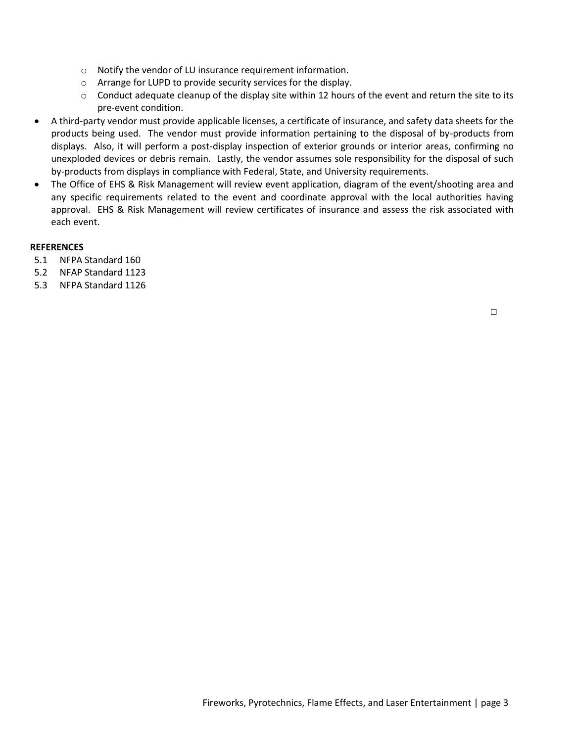- Notify the vendor of LU insurance requirement information.
  - Arrange for LUPD to provide security services for the display.
  - Conduct adequate cleanup of the display site within 12 hours of the event and return the site to its pre-event condition.
- A third-party vendor must provide applicable licenses, a certificate of insurance, and safety data sheets for the products being used. The vendor must provide information pertaining to the disposal of by-products from displays. Also, it will perform a post-display inspection of exterior grounds or interior areas, confirming no unexploded devices or debris remain. Lastly, the vendor assumes sole responsibility for the disposal of such by-products from displays in compliance with Federal, State, and University requirements.
- The Office of EHS & Risk Management will review event application, diagram of the event/shooting area and any specific requirements related to the event and coordinate approval with the local authorities having approval. EHS & Risk Management will review certificates of insurance and assess the risk associated with each event.

**REFERENCES**

5.1 NFPA Standard 160

5.2 NFAP Standard 1123

5.3 NFPA Standard 1126

□